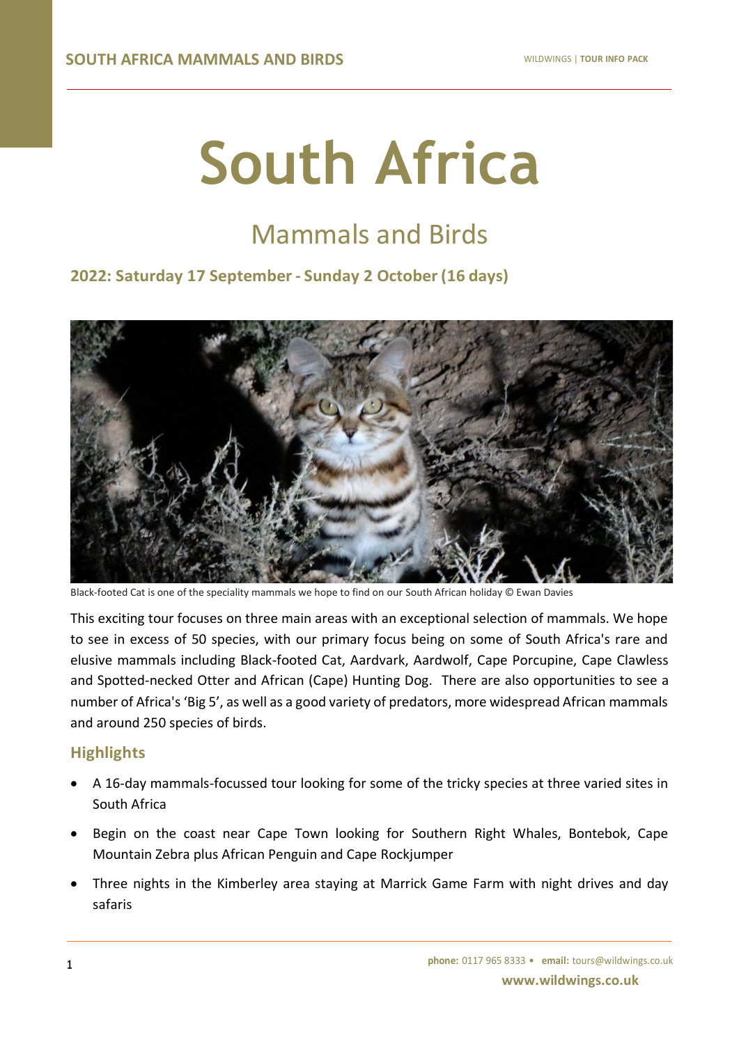# South Africa

## Mammals and Birds

### 2022: Saturday 17 September - Sunday 2 October (16 days)

Black-footed Cat is one of the speciality mammals we hope to find on our South African holiday © Ewan Davies

This exciting tour focuses on three main areas with an exceptional selection of mammals. We hope to see in excess of 50 species, with our primary focus being on some of South Africa's rare and elusive mammals including Black-footed Cat, Aardvark, Aardwolf, Cape Porcupine, Cape Clawless and Spotted-necked Otter and African (Cape) Hunting Dog. There are also opportunities to see a number of Africa's 'Big 5', as well as a good variety of predators, more widespread African mammals and around 250 species of birds.

### Highlights

- A 16-day mammals-focussed tour looking for some of the tricky species at three varied sites in South Africa
- Begin on the coast near Cape Town looking for Southern Right Whales, Bontebok, Cape Mountain Zebra plus African Penguin and Cape Rockjumper
- Three nights in the Kimberley area staying at Marrick Game Farm with night drives and day safaris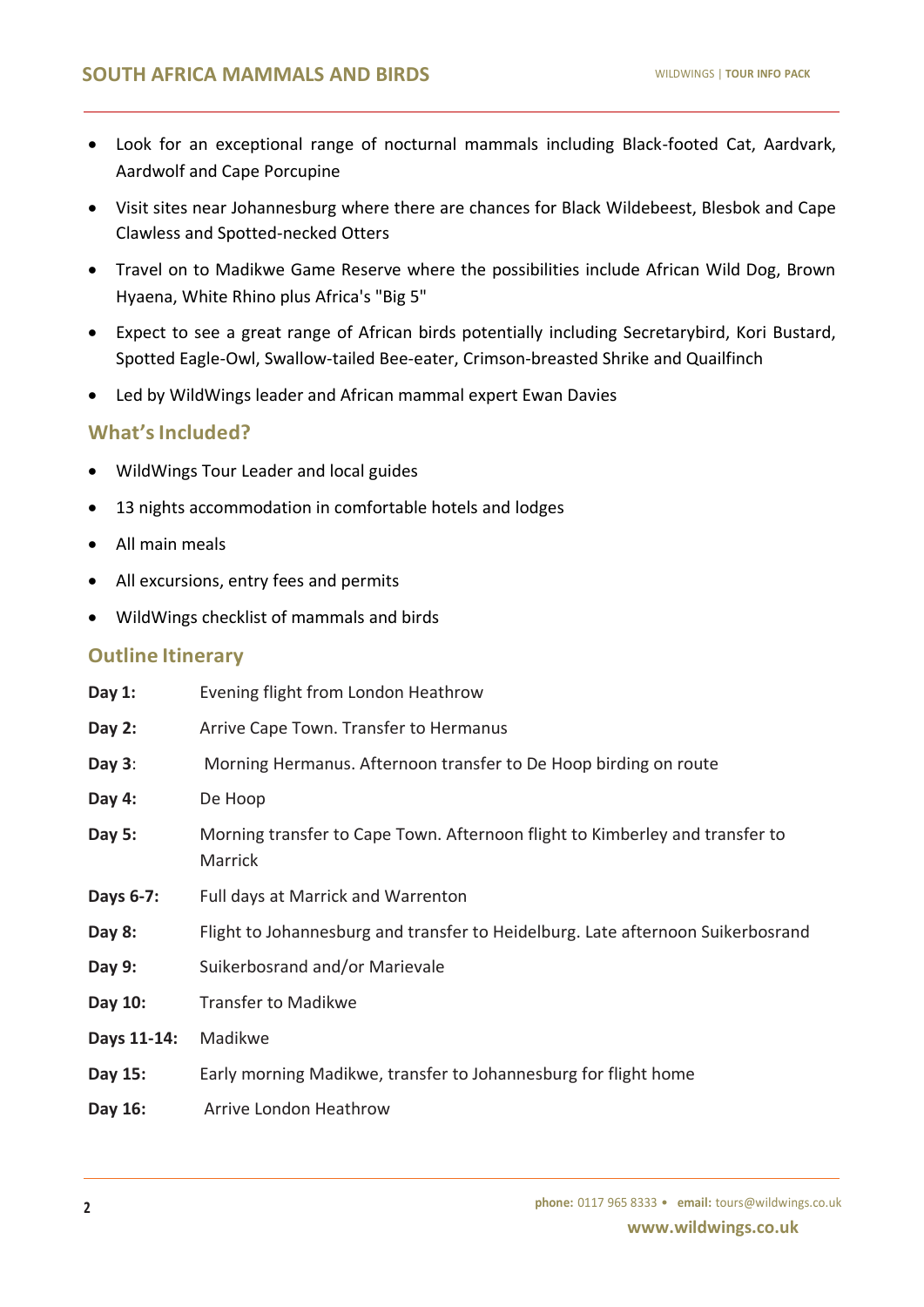- Look for an exceptional range of nocturnal mammals including Black-footed Cat, Aardvark, Aardwolf and Cape Porcupine
- Visit sites near Johannesburg where there are chances for Black Wildebeest, Blesbok and Cape Clawless and Spotted-necked Otters
- Travel on to Madikwe Game Reserve where the possibilities include African Wild Dog, Brown Hyaena, White Rhino plus Africa's "Big 5"
- Expect to see a great range of African birds potentially including Secretarybird, Kori Bustard, Spotted Eagle-Owl, Swallow-tailed Bee-eater, Crimson-breasted Shrike and Quailfinch
- Led by WildWings leader and African mammal expert Ewan Davies

## What's Included?

- WildWings Tour Leader and local guides
- 13 nights accommodation in comfortable hotels and lodges
- All main meals
- All excursions, entry fees and permits
- WildWings checklist of mammals and birds

## Outline Itinerary

| | |
|---|---|
| **Day 1:** | Evening flight from London Heathrow |
| **Day 2:** | Arrive Cape Town. Transfer to Hermanus |
| **Day 3**: | Morning Hermanus. Afternoon transfer to De Hoop birding on route |
| **Day 4:** | De Hoop |
| **Day 5:** | Morning transfer to Cape Town. Afternoon flight to Kimberley and transfer to Marrick |
| **Days 6-7:** | Full days at Marrick and Warrenton |
| **Day 8:** | Flight to Johannesburg and transfer to Heidelburg. Late afternoon Suikerbosrand |
| **Day 9:** | Suikerbosrand and/or Marievale |
| **Day 10:** | Transfer to Madikwe |
| **Days 11-14:** | Madikwe |
| **Day 15:** | Early morning Madikwe, transfer to Johannesburg for flight home |
| **Day 16:** | Arrive London Heathrow |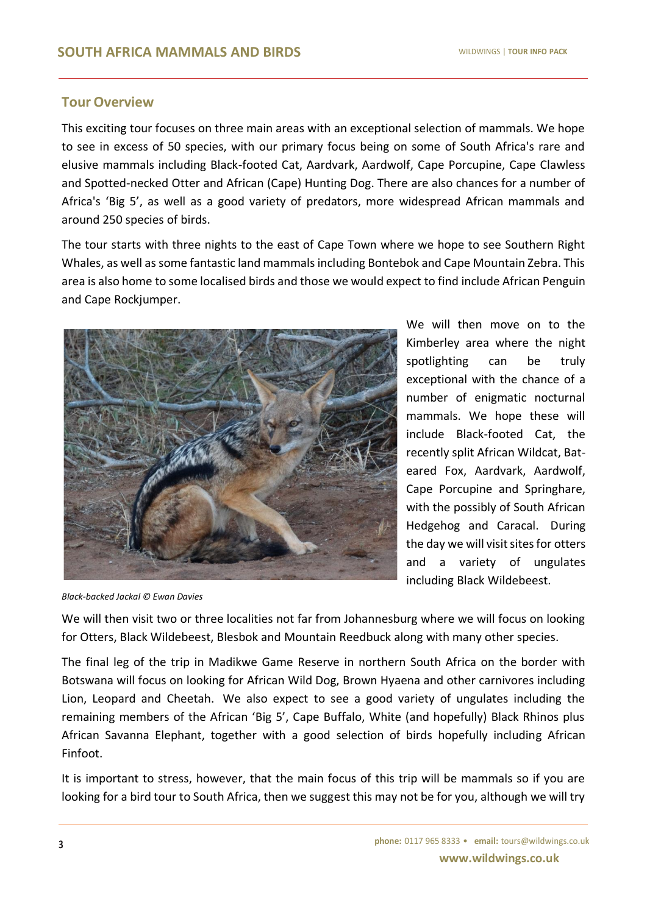## Tour Overview

This exciting tour focuses on three main areas with an exceptional selection of mammals. We hope to see in excess of 50 species, with our primary focus being on some of South Africa's rare and elusive mammals including Black-footed Cat, Aardvark, Aardwolf, Cape Porcupine, Cape Clawless and Spotted-necked Otter and African (Cape) Hunting Dog. There are also chances for a number of Africa's 'Big 5', as well as a good variety of predators, more widespread African mammals and around 250 species of birds.

The tour starts with three nights to the east of Cape Town where we hope to see Southern Right Whales, as well as some fantastic land mammals including Bontebok and Cape Mountain Zebra. This area is also home to some localised birds and those we would expect to find include African Penguin and Cape Rockjumper.

We will then move on to the Kimberley area where the night spotlighting can be truly exceptional with the chance of a number of enigmatic nocturnal mammals. We hope these will include Black-footed Cat, the recently split African Wildcat, Bat-eared Fox, Aardvark, Aardwolf, Cape Porcupine and Springhare, with the possibly of South African Hedgehog and Caracal. During the day we will visit sites for otters and a variety of ungulates including Black Wildebeest.

*Black-backed Jackal © Ewan Davies*

We will then visit two or three localities not far from Johannesburg where we will focus on looking for Otters, Black Wildebeest, Blesbok and Mountain Reedbuck along with many other species.

The final leg of the trip in Madikwe Game Reserve in northern South Africa on the border with Botswana will focus on looking for African Wild Dog, Brown Hyaena and other carnivores including Lion, Leopard and Cheetah. We also expect to see a good variety of ungulates including the remaining members of the African 'Big 5', Cape Buffalo, White (and hopefully) Black Rhinos plus African Savanna Elephant, together with a good selection of birds hopefully including African Finfoot.

It is important to stress, however, that the main focus of this trip will be mammals so if you are looking for a bird tour to South Africa, then we suggest this may not be for you, although we will try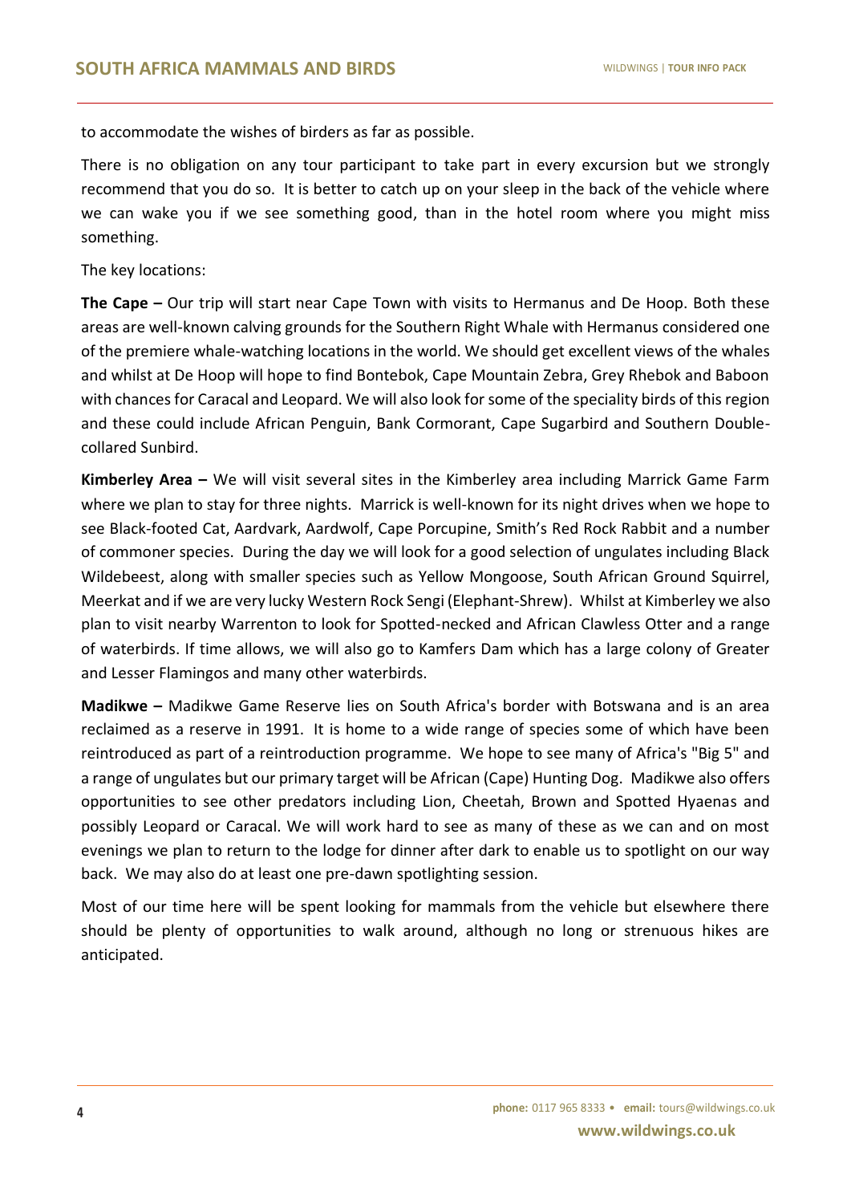to accommodate the wishes of birders as far as possible.

There is no obligation on any tour participant to take part in every excursion but we strongly recommend that you do so. It is better to catch up on your sleep in the back of the vehicle where we can wake you if we see something good, than in the hotel room where you might miss something.

The key locations:

**The Cape –** Our trip will start near Cape Town with visits to Hermanus and De Hoop. Both these areas are well-known calving grounds for the Southern Right Whale with Hermanus considered one of the premiere whale-watching locations in the world. We should get excellent views of the whales and whilst at De Hoop will hope to find Bontebok, Cape Mountain Zebra, Grey Rhebok and Baboon with chances for Caracal and Leopard. We will also look for some of the speciality birds of this region and these could include African Penguin, Bank Cormorant, Cape Sugarbird and Southern Double-collared Sunbird.

**Kimberley Area –** We will visit several sites in the Kimberley area including Marrick Game Farm where we plan to stay for three nights. Marrick is well-known for its night drives when we hope to see Black-footed Cat, Aardvark, Aardwolf, Cape Porcupine, Smith's Red Rock Rabbit and a number of commoner species. During the day we will look for a good selection of ungulates including Black Wildebeest, along with smaller species such as Yellow Mongoose, South African Ground Squirrel, Meerkat and if we are very lucky Western Rock Sengi (Elephant-Shrew). Whilst at Kimberley we also plan to visit nearby Warrenton to look for Spotted-necked and African Clawless Otter and a range of waterbirds. If time allows, we will also go to Kamfers Dam which has a large colony of Greater and Lesser Flamingos and many other waterbirds.

**Madikwe –** Madikwe Game Reserve lies on South Africa's border with Botswana and is an area reclaimed as a reserve in 1991. It is home to a wide range of species some of which have been reintroduced as part of a reintroduction programme. We hope to see many of Africa's "Big 5" and a range of ungulates but our primary target will be African (Cape) Hunting Dog. Madikwe also offers opportunities to see other predators including Lion, Cheetah, Brown and Spotted Hyaenas and possibly Leopard or Caracal. We will work hard to see as many of these as we can and on most evenings we plan to return to the lodge for dinner after dark to enable us to spotlight on our way back. We may also do at least one pre-dawn spotlighting session.

Most of our time here will be spent looking for mammals from the vehicle but elsewhere there should be plenty of opportunities to walk around, although no long or strenuous hikes are anticipated.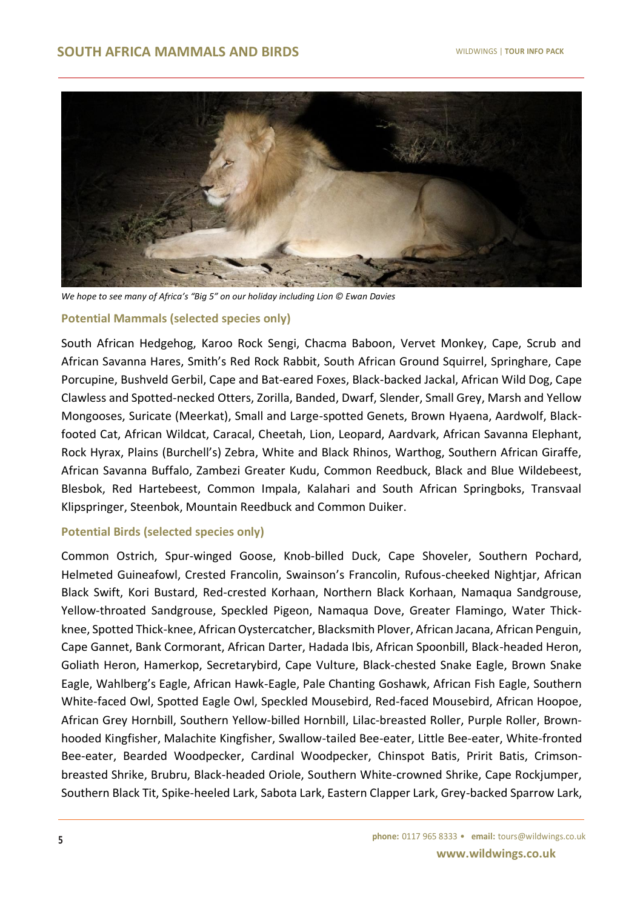*We hope to see many of Africa's "Big 5" on our holiday including Lion © Ewan Davies*

### Potential Mammals (selected species only)

South African Hedgehog, Karoo Rock Sengi, Chacma Baboon, Vervet Monkey, Cape, Scrub and African Savanna Hares, Smith's Red Rock Rabbit, South African Ground Squirrel, Springhare, Cape Porcupine, Bushveld Gerbil, Cape and Bat-eared Foxes, Black-backed Jackal, African Wild Dog, Cape Clawless and Spotted-necked Otters, Zorilla, Banded, Dwarf, Slender, Small Grey, Marsh and Yellow Mongooses, Suricate (Meerkat), Small and Large-spotted Genets, Brown Hyaena, Aardwolf, Black-footed Cat, African Wildcat, Caracal, Cheetah, Lion, Leopard, Aardvark, African Savanna Elephant, Rock Hyrax, Plains (Burchell's) Zebra, White and Black Rhinos, Warthog, Southern African Giraffe, African Savanna Buffalo, Zambezi Greater Kudu, Common Reedbuck, Black and Blue Wildebeest, Blesbok, Red Hartebeest, Common Impala, Kalahari and South African Springboks, Transvaal Klipspringer, Steenbok, Mountain Reedbuck and Common Duiker.

### Potential Birds (selected species only)

Common Ostrich, Spur-winged Goose, Knob-billed Duck, Cape Shoveler, Southern Pochard, Helmeted Guineafowl, Crested Francolin, Swainson's Francolin, Rufous-cheeked Nightjar, African Black Swift, Kori Bustard, Red-crested Korhaan, Northern Black Korhaan, Namaqua Sandgrouse, Yellow-throated Sandgrouse, Speckled Pigeon, Namaqua Dove, Greater Flamingo, Water Thick-knee, Spotted Thick-knee, African Oystercatcher, Blacksmith Plover, African Jacana, African Penguin, Cape Gannet, Bank Cormorant, African Darter, Hadada Ibis, African Spoonbill, Black-headed Heron, Goliath Heron, Hamerkop, Secretarybird, Cape Vulture, Black-chested Snake Eagle, Brown Snake Eagle, Wahlberg's Eagle, African Hawk-Eagle, Pale Chanting Goshawk, African Fish Eagle, Southern White-faced Owl, Spotted Eagle Owl, Speckled Mousebird, Red-faced Mousebird, African Hoopoe, African Grey Hornbill, Southern Yellow-billed Hornbill, Lilac-breasted Roller, Purple Roller, Brown-hooded Kingfisher, Malachite Kingfisher, Swallow-tailed Bee-eater, Little Bee-eater, White-fronted Bee-eater, Bearded Woodpecker, Cardinal Woodpecker, Chinspot Batis, Pririt Batis, Crimson-breasted Shrike, Brubru, Black-headed Oriole, Southern White-crowned Shrike, Cape Rockjumper, Southern Black Tit, Spike-heeled Lark, Sabota Lark, Eastern Clapper Lark, Grey-backed Sparrow Lark,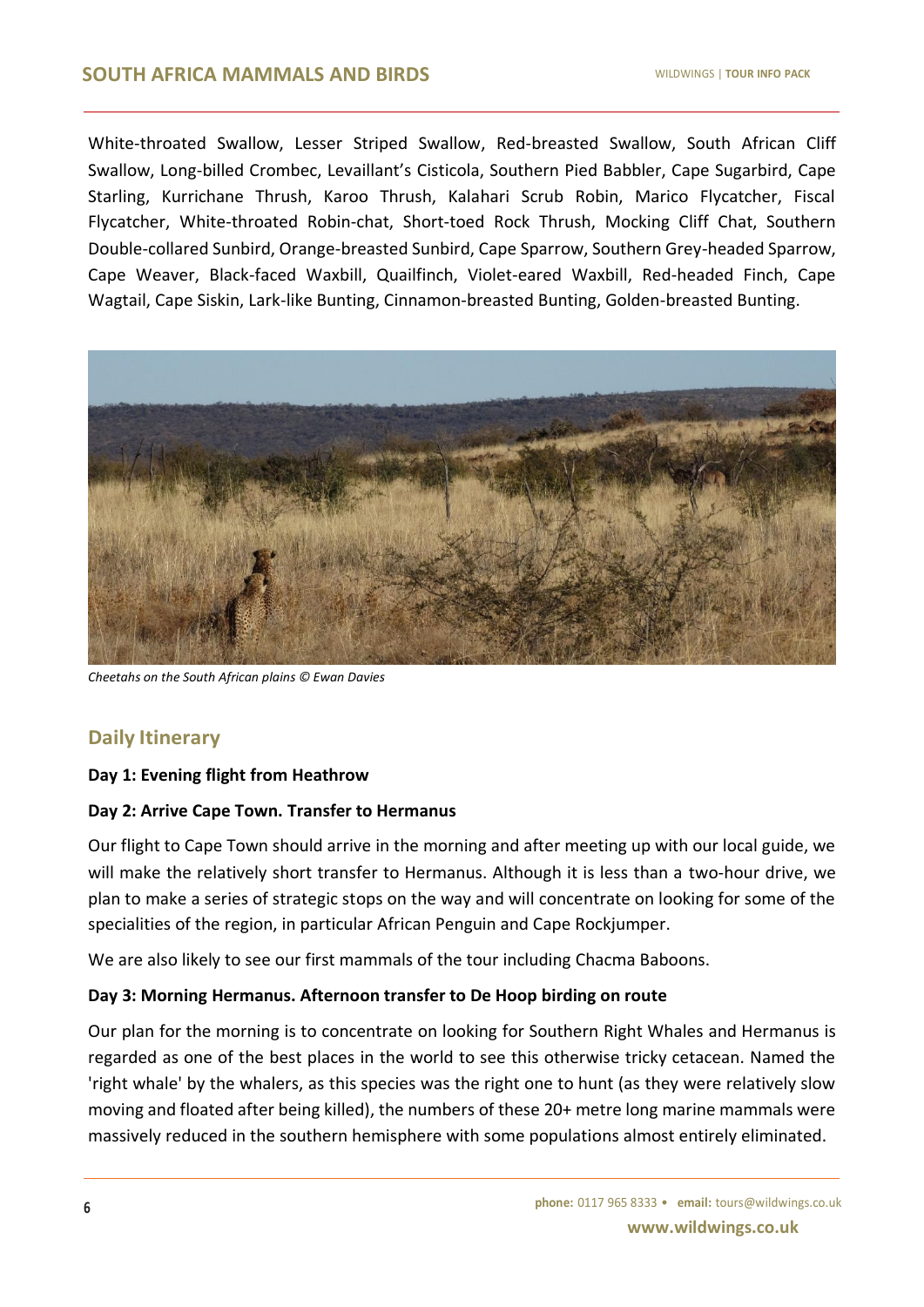White-throated Swallow, Lesser Striped Swallow, Red-breasted Swallow, South African Cliff Swallow, Long-billed Crombec, Levaillant's Cisticola, Southern Pied Babbler, Cape Sugarbird, Cape Starling, Kurrichane Thrush, Karoo Thrush, Kalahari Scrub Robin, Marico Flycatcher, Fiscal Flycatcher, White-throated Robin-chat, Short-toed Rock Thrush, Mocking Cliff Chat, Southern Double-collared Sunbird, Orange-breasted Sunbird, Cape Sparrow, Southern Grey-headed Sparrow, Cape Weaver, Black-faced Waxbill, Quailfinch, Violet-eared Waxbill, Red-headed Finch, Cape Wagtail, Cape Siskin, Lark-like Bunting, Cinnamon-breasted Bunting, Golden-breasted Bunting.

*Cheetahs on the South African plains © Ewan Davies*

## Daily Itinerary

**Day 1: Evening flight from Heathrow**

**Day 2: Arrive Cape Town. Transfer to Hermanus**

Our flight to Cape Town should arrive in the morning and after meeting up with our local guide, we will make the relatively short transfer to Hermanus. Although it is less than a two-hour drive, we plan to make a series of strategic stops on the way and will concentrate on looking for some of the specialities of the region, in particular African Penguin and Cape Rockjumper.

We are also likely to see our first mammals of the tour including Chacma Baboons.

**Day 3: Morning Hermanus. Afternoon transfer to De Hoop birding on route**

Our plan for the morning is to concentrate on looking for Southern Right Whales and Hermanus is regarded as one of the best places in the world to see this otherwise tricky cetacean. Named the 'right whale' by the whalers, as this species was the right one to hunt (as they were relatively slow moving and floated after being killed), the numbers of these 20+ metre long marine mammals were massively reduced in the southern hemisphere with some populations almost entirely eliminated.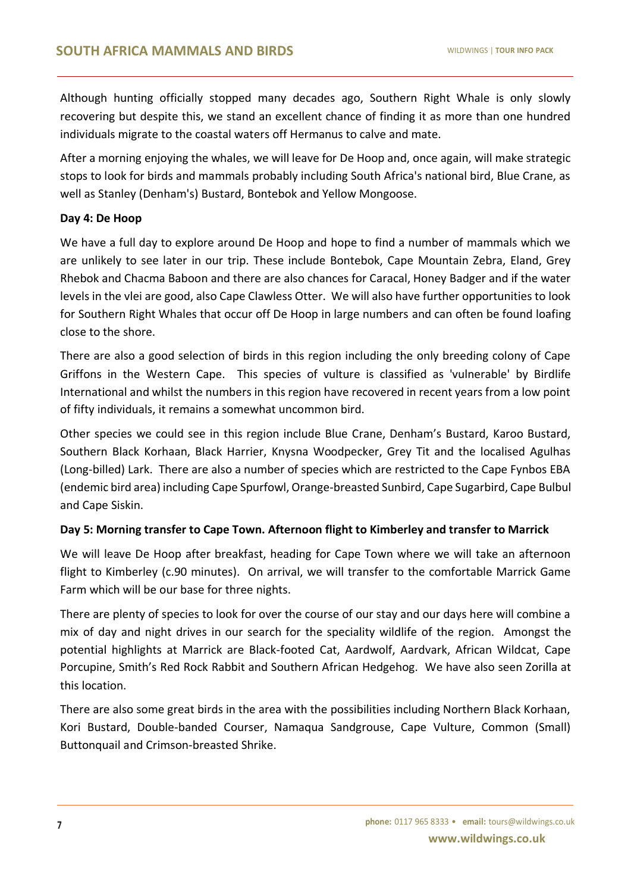Although hunting officially stopped many decades ago, Southern Right Whale is only slowly recovering but despite this, we stand an excellent chance of finding it as more than one hundred individuals migrate to the coastal waters off Hermanus to calve and mate.

After a morning enjoying the whales, we will leave for De Hoop and, once again, will make strategic stops to look for birds and mammals probably including South Africa's national bird, Blue Crane, as well as Stanley (Denham's) Bustard, Bontebok and Yellow Mongoose.

**Day 4: De Hoop**

We have a full day to explore around De Hoop and hope to find a number of mammals which we are unlikely to see later in our trip. These include Bontebok, Cape Mountain Zebra, Eland, Grey Rhebok and Chacma Baboon and there are also chances for Caracal, Honey Badger and if the water levels in the vlei are good, also Cape Clawless Otter. We will also have further opportunities to look for Southern Right Whales that occur off De Hoop in large numbers and can often be found loafing close to the shore.

There are also a good selection of birds in this region including the only breeding colony of Cape Griffons in the Western Cape. This species of vulture is classified as 'vulnerable' by Birdlife International and whilst the numbers in this region have recovered in recent years from a low point of fifty individuals, it remains a somewhat uncommon bird.

Other species we could see in this region include Blue Crane, Denham's Bustard, Karoo Bustard, Southern Black Korhaan, Black Harrier, Knysna Woodpecker, Grey Tit and the localised Agulhas (Long-billed) Lark. There are also a number of species which are restricted to the Cape Fynbos EBA (endemic bird area) including Cape Spurfowl, Orange-breasted Sunbird, Cape Sugarbird, Cape Bulbul and Cape Siskin.

**Day 5: Morning transfer to Cape Town. Afternoon flight to Kimberley and transfer to Marrick**

We will leave De Hoop after breakfast, heading for Cape Town where we will take an afternoon flight to Kimberley (c.90 minutes). On arrival, we will transfer to the comfortable Marrick Game Farm which will be our base for three nights.

There are plenty of species to look for over the course of our stay and our days here will combine a mix of day and night drives in our search for the speciality wildlife of the region. Amongst the potential highlights at Marrick are Black-footed Cat, Aardwolf, Aardvark, African Wildcat, Cape Porcupine, Smith's Red Rock Rabbit and Southern African Hedgehog. We have also seen Zorilla at this location.

There are also some great birds in the area with the possibilities including Northern Black Korhaan, Kori Bustard, Double-banded Courser, Namaqua Sandgrouse, Cape Vulture, Common (Small) Buttonquail and Crimson-breasted Shrike.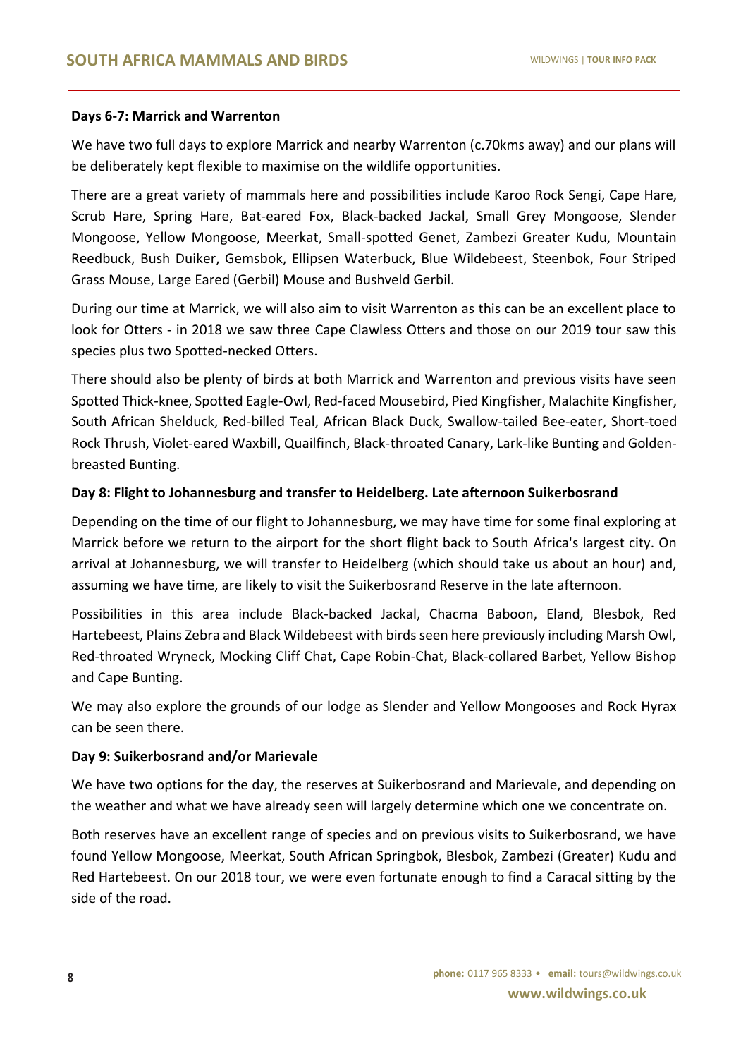**Days 6-7: Marrick and Warrenton**

We have two full days to explore Marrick and nearby Warrenton (c.70kms away) and our plans will be deliberately kept flexible to maximise on the wildlife opportunities.

There are a great variety of mammals here and possibilities include Karoo Rock Sengi, Cape Hare, Scrub Hare, Spring Hare, Bat-eared Fox, Black-backed Jackal, Small Grey Mongoose, Slender Mongoose, Yellow Mongoose, Meerkat, Small-spotted Genet, Zambezi Greater Kudu, Mountain Reedbuck, Bush Duiker, Gemsbok, Ellipsen Waterbuck, Blue Wildebeest, Steenbok, Four Striped Grass Mouse, Large Eared (Gerbil) Mouse and Bushveld Gerbil.

During our time at Marrick, we will also aim to visit Warrenton as this can be an excellent place to look for Otters - in 2018 we saw three Cape Clawless Otters and those on our 2019 tour saw this species plus two Spotted-necked Otters.

There should also be plenty of birds at both Marrick and Warrenton and previous visits have seen Spotted Thick-knee, Spotted Eagle-Owl, Red-faced Mousebird, Pied Kingfisher, Malachite Kingfisher, South African Shelduck, Red-billed Teal, African Black Duck, Swallow-tailed Bee-eater, Short-toed Rock Thrush, Violet-eared Waxbill, Quailfinch, Black-throated Canary, Lark-like Bunting and Golden-breasted Bunting.

**Day 8: Flight to Johannesburg and transfer to Heidelberg. Late afternoon Suikerbosrand**

Depending on the time of our flight to Johannesburg, we may have time for some final exploring at Marrick before we return to the airport for the short flight back to South Africa's largest city. On arrival at Johannesburg, we will transfer to Heidelberg (which should take us about an hour) and, assuming we have time, are likely to visit the Suikerbosrand Reserve in the late afternoon.

Possibilities in this area include Black-backed Jackal, Chacma Baboon, Eland, Blesbok, Red Hartebeest, Plains Zebra and Black Wildebeest with birds seen here previously including Marsh Owl, Red-throated Wryneck, Mocking Cliff Chat, Cape Robin-Chat, Black-collared Barbet, Yellow Bishop and Cape Bunting.

We may also explore the grounds of our lodge as Slender and Yellow Mongooses and Rock Hyrax can be seen there.

**Day 9: Suikerbosrand and/or Marievale**

We have two options for the day, the reserves at Suikerbosrand and Marievale, and depending on the weather and what we have already seen will largely determine which one we concentrate on.

Both reserves have an excellent range of species and on previous visits to Suikerbosrand, we have found Yellow Mongoose, Meerkat, South African Springbok, Blesbok, Zambezi (Greater) Kudu and Red Hartebeest. On our 2018 tour, we were even fortunate enough to find a Caracal sitting by the side of the road.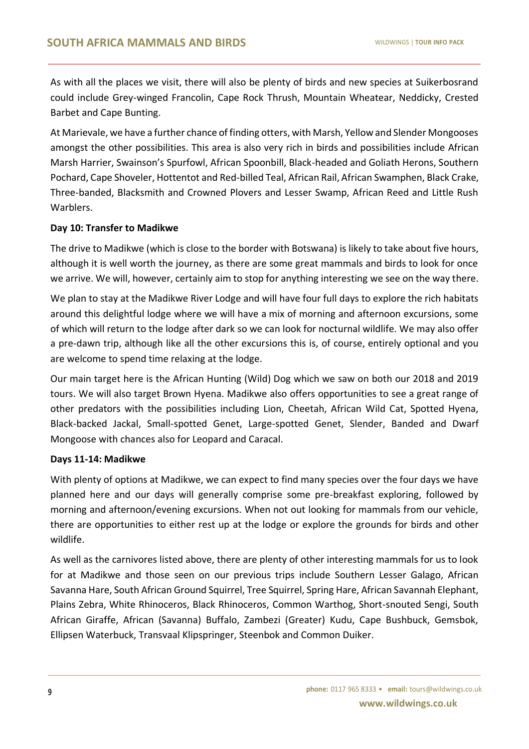As with all the places we visit, there will also be plenty of birds and new species at Suikerbosrand could include Grey-winged Francolin, Cape Rock Thrush, Mountain Wheatear, Neddicky, Crested Barbet and Cape Bunting.

At Marievale, we have a further chance of finding otters, with Marsh, Yellow and Slender Mongooses amongst the other possibilities. This area is also very rich in birds and possibilities include African Marsh Harrier, Swainson's Spurfowl, African Spoonbill, Black-headed and Goliath Herons, Southern Pochard, Cape Shoveler, Hottentot and Red-billed Teal, African Rail, African Swamphen, Black Crake, Three-banded, Blacksmith and Crowned Plovers and Lesser Swamp, African Reed and Little Rush Warblers.

**Day 10: Transfer to Madikwe**

The drive to Madikwe (which is close to the border with Botswana) is likely to take about five hours, although it is well worth the journey, as there are some great mammals and birds to look for once we arrive. We will, however, certainly aim to stop for anything interesting we see on the way there.

We plan to stay at the Madikwe River Lodge and will have four full days to explore the rich habitats around this delightful lodge where we will have a mix of morning and afternoon excursions, some of which will return to the lodge after dark so we can look for nocturnal wildlife. We may also offer a pre-dawn trip, although like all the other excursions this is, of course, entirely optional and you are welcome to spend time relaxing at the lodge.

Our main target here is the African Hunting (Wild) Dog which we saw on both our 2018 and 2019 tours. We will also target Brown Hyena. Madikwe also offers opportunities to see a great range of other predators with the possibilities including Lion, Cheetah, African Wild Cat, Spotted Hyena, Black-backed Jackal, Small-spotted Genet, Large-spotted Genet, Slender, Banded and Dwarf Mongoose with chances also for Leopard and Caracal.

**Days 11-14: Madikwe**

With plenty of options at Madikwe, we can expect to find many species over the four days we have planned here and our days will generally comprise some pre-breakfast exploring, followed by morning and afternoon/evening excursions. When not out looking for mammals from our vehicle, there are opportunities to either rest up at the lodge or explore the grounds for birds and other wildlife.

As well as the carnivores listed above, there are plenty of other interesting mammals for us to look for at Madikwe and those seen on our previous trips include Southern Lesser Galago, African Savanna Hare, South African Ground Squirrel, Tree Squirrel, Spring Hare, African Savannah Elephant, Plains Zebra, White Rhinoceros, Black Rhinoceros, Common Warthog, Short-snouted Sengi, South African Giraffe, African (Savanna) Buffalo, Zambezi (Greater) Kudu, Cape Bushbuck, Gemsbok, Ellipsen Waterbuck, Transvaal Klipspringer, Steenbok and Common Duiker.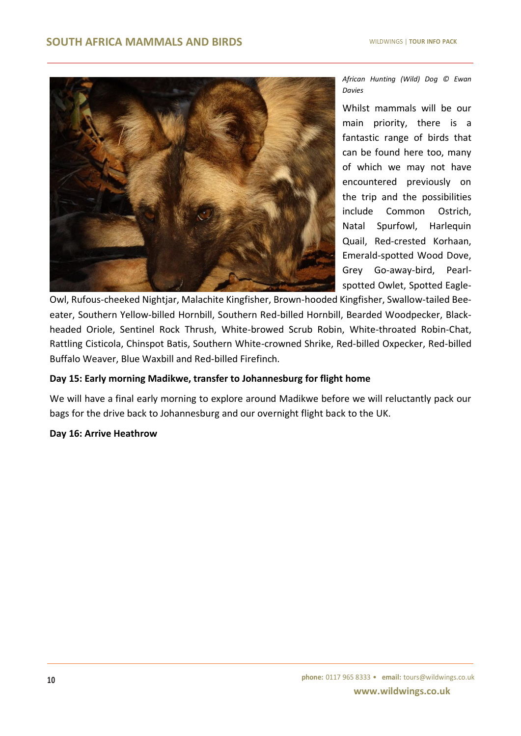*African Hunting (Wild) Dog © Ewan Davies*

Whilst mammals will be our main priority, there is a fantastic range of birds that can be found here too, many of which we may not have encountered previously on the trip and the possibilities include Common Ostrich, Natal Spurfowl, Harlequin Quail, Red-crested Korhaan, Emerald-spotted Wood Dove, Grey Go-away-bird, Pearl-spotted Owlet, Spotted Eagle-Owl, Rufous-cheeked Nightjar, Malachite Kingfisher, Brown-hooded Kingfisher, Swallow-tailed Bee-eater, Southern Yellow-billed Hornbill, Southern Red-billed Hornbill, Bearded Woodpecker, Black-headed Oriole, Sentinel Rock Thrush, White-browed Scrub Robin, White-throated Robin-Chat, Rattling Cisticola, Chinspot Batis, Southern White-crowned Shrike, Red-billed Oxpecker, Red-billed Buffalo Weaver, Blue Waxbill and Red-billed Firefinch.

**Day 15: Early morning Madikwe, transfer to Johannesburg for flight home**

We will have a final early morning to explore around Madikwe before we will reluctantly pack our bags for the drive back to Johannesburg and our overnight flight back to the UK.

**Day 16: Arrive Heathrow**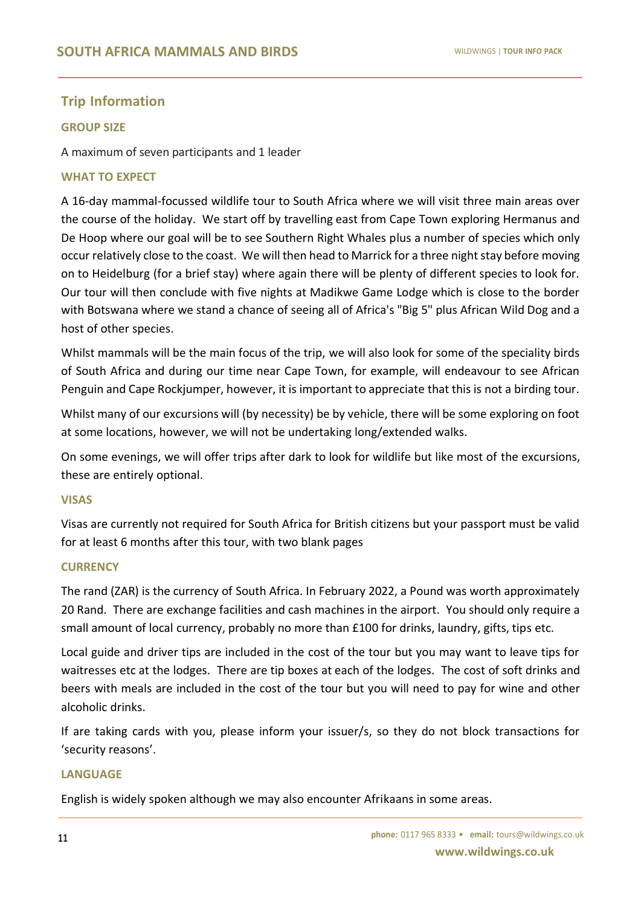## Trip Information

### GROUP SIZE

A maximum of seven participants and 1 leader

### WHAT TO EXPECT

A 16-day mammal-focussed wildlife tour to South Africa where we will visit three main areas over the course of the holiday. We start off by travelling east from Cape Town exploring Hermanus and De Hoop where our goal will be to see Southern Right Whales plus a number of species which only occur relatively close to the coast. We will then head to Marrick for a three night stay before moving on to Heidelburg (for a brief stay) where again there will be plenty of different species to look for. Our tour will then conclude with five nights at Madikwe Game Lodge which is close to the border with Botswana where we stand a chance of seeing all of Africa's "Big 5" plus African Wild Dog and a host of other species.

Whilst mammals will be the main focus of the trip, we will also look for some of the speciality birds of South Africa and during our time near Cape Town, for example, will endeavour to see African Penguin and Cape Rockjumper, however, it is important to appreciate that this is not a birding tour.

Whilst many of our excursions will (by necessity) be by vehicle, there will be some exploring on foot at some locations, however, we will not be undertaking long/extended walks.

On some evenings, we will offer trips after dark to look for wildlife but like most of the excursions, these are entirely optional.

### VISAS

Visas are currently not required for South Africa for British citizens but your passport must be valid for at least 6 months after this tour, with two blank pages

### CURRENCY

The rand (ZAR) is the currency of South Africa. In February 2022, a Pound was worth approximately 20 Rand. There are exchange facilities and cash machines in the airport. You should only require a small amount of local currency, probably no more than £100 for drinks, laundry, gifts, tips etc.

Local guide and driver tips are included in the cost of the tour but you may want to leave tips for waitresses etc at the lodges. There are tip boxes at each of the lodges. The cost of soft drinks and beers with meals are included in the cost of the tour but you will need to pay for wine and other alcoholic drinks.

If are taking cards with you, please inform your issuer/s, so they do not block transactions for 'security reasons'.

### LANGUAGE

English is widely spoken although we may also encounter Afrikaans in some areas.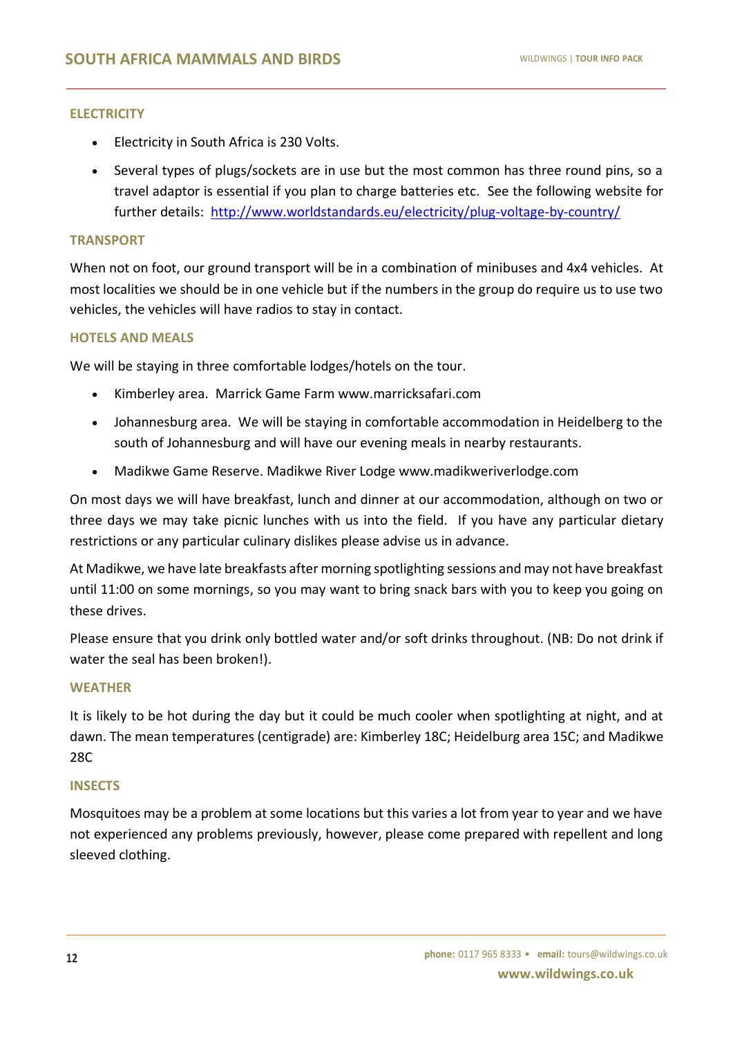## ELECTRICITY

- Electricity in South Africa is 230 Volts.
- Several types of plugs/sockets are in use but the most common has three round pins, so a travel adaptor is essential if you plan to charge batteries etc. See the following website for further details: [http://www.worldstandards.eu/electricity/plug-voltage-by-country/](http://www.worldstandards.eu/electricity/plug-voltage-by-country/)

## TRANSPORT

When not on foot, our ground transport will be in a combination of minibuses and 4x4 vehicles. At most localities we should be in one vehicle but if the numbers in the group do require us to use two vehicles, the vehicles will have radios to stay in contact.

## HOTELS AND MEALS

We will be staying in three comfortable lodges/hotels on the tour.

- Kimberley area. Marrick Game Farm www.marricksafari.com
- Johannesburg area. We will be staying in comfortable accommodation in Heidelberg to the south of Johannesburg and will have our evening meals in nearby restaurants.
- Madikwe Game Reserve. Madikwe River Lodge www.madikweriverlodge.com

On most days we will have breakfast, lunch and dinner at our accommodation, although on two or three days we may take picnic lunches with us into the field. If you have any particular dietary restrictions or any particular culinary dislikes please advise us in advance.

At Madikwe, we have late breakfasts after morning spotlighting sessions and may not have breakfast until 11:00 on some mornings, so you may want to bring snack bars with you to keep you going on these drives.

Please ensure that you drink only bottled water and/or soft drinks throughout. (NB: Do not drink if water the seal has been broken!).

## WEATHER

It is likely to be hot during the day but it could be much cooler when spotlighting at night, and at dawn. The mean temperatures (centigrade) are: Kimberley 18C; Heidelburg area 15C; and Madikwe 28C

## INSECTS

Mosquitoes may be a problem at some locations but this varies a lot from year to year and we have not experienced any problems previously, however, please come prepared with repellent and long sleeved clothing.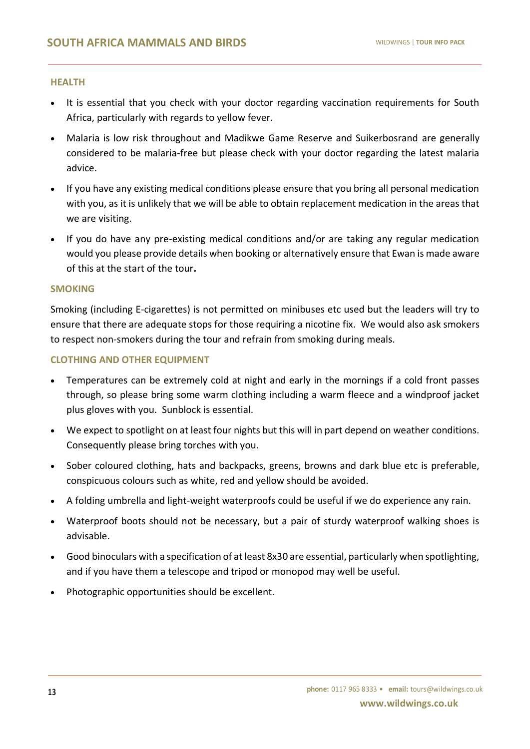## HEALTH

- It is essential that you check with your doctor regarding vaccination requirements for South Africa, particularly with regards to yellow fever.
- Malaria is low risk throughout and Madikwe Game Reserve and Suikerbosrand are generally considered to be malaria-free but please check with your doctor regarding the latest malaria advice.
- If you have any existing medical conditions please ensure that you bring all personal medication with you, as it is unlikely that we will be able to obtain replacement medication in the areas that we are visiting.
- If you do have any pre-existing medical conditions and/or are taking any regular medication would you please provide details when booking or alternatively ensure that Ewan is made aware of this at the start of the tour**.**

## SMOKING

Smoking (including E-cigarettes) is not permitted on minibuses etc used but the leaders will try to ensure that there are adequate stops for those requiring a nicotine fix. We would also ask smokers to respect non-smokers during the tour and refrain from smoking during meals.

## CLOTHING AND OTHER EQUIPMENT

- Temperatures can be extremely cold at night and early in the mornings if a cold front passes through, so please bring some warm clothing including a warm fleece and a windproof jacket plus gloves with you. Sunblock is essential.
- We expect to spotlight on at least four nights but this will in part depend on weather conditions. Consequently please bring torches with you.
- Sober coloured clothing, hats and backpacks, greens, browns and dark blue etc is preferable, conspicuous colours such as white, red and yellow should be avoided.
- A folding umbrella and light-weight waterproofs could be useful if we do experience any rain.
- Waterproof boots should not be necessary, but a pair of sturdy waterproof walking shoes is advisable.
- Good binoculars with a specification of at least 8x30 are essential, particularly when spotlighting, and if you have them a telescope and tripod or monopod may well be useful.
- Photographic opportunities should be excellent.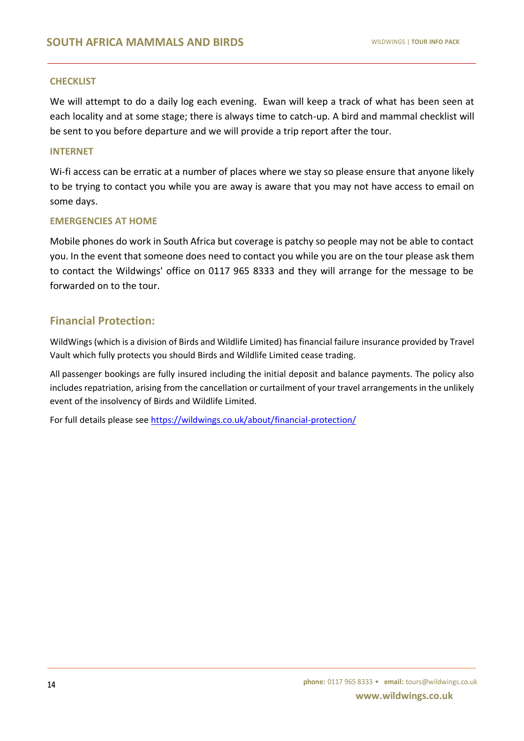### CHECKLIST

We will attempt to do a daily log each evening. Ewan will keep a track of what has been seen at each locality and at some stage; there is always time to catch-up. A bird and mammal checklist will be sent to you before departure and we will provide a trip report after the tour.

### INTERNET

Wi-fi access can be erratic at a number of places where we stay so please ensure that anyone likely to be trying to contact you while you are away is aware that you may not have access to email on some days.

### EMERGENCIES AT HOME

Mobile phones do work in South Africa but coverage is patchy so people may not be able to contact you. In the event that someone does need to contact you while you are on the tour please ask them to contact the Wildwings' office on 0117 965 8333 and they will arrange for the message to be forwarded on to the tour.

## Financial Protection:

WildWings (which is a division of Birds and Wildlife Limited) has financial failure insurance provided by Travel Vault which fully protects you should Birds and Wildlife Limited cease trading.

All passenger bookings are fully insured including the initial deposit and balance payments. The policy also includes repatriation, arising from the cancellation or curtailment of your travel arrangements in the unlikely event of the insolvency of Birds and Wildlife Limited.

For full details please see https://wildwings.co.uk/about/financial-protection/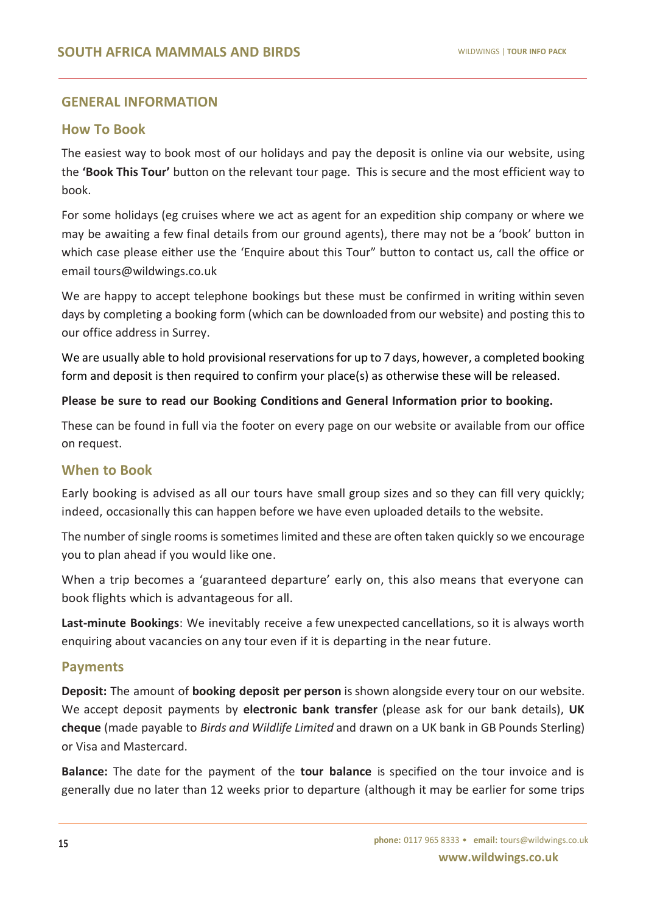## GENERAL INFORMATION

### How To Book

The easiest way to book most of our holidays and pay the deposit is online via our website, using the **'Book This Tour'** button on the relevant tour page. This is secure and the most efficient way to book.

For some holidays (eg cruises where we act as agent for an expedition ship company or where we may be awaiting a few final details from our ground agents), there may not be a 'book' button in which case please either use the 'Enquire about this Tour" button to contact us, call the office or email tours@wildwings.co.uk

We are happy to accept telephone bookings but these must be confirmed in writing within seven days by completing a booking form (which can be downloaded from our website) and posting this to our office address in Surrey.

We are usually able to hold provisional reservations for up to 7 days, however, a completed booking form and deposit is then required to confirm your place(s) as otherwise these will be released.

**Please be sure to read our Booking Conditions and General Information prior to booking.**

These can be found in full via the footer on every page on our website or available from our office on request.

### When to Book

Early booking is advised as all our tours have small group sizes and so they can fill very quickly; indeed, occasionally this can happen before we have even uploaded details to the website.

The number of single rooms is sometimes limited and these are often taken quickly so we encourage you to plan ahead if you would like one.

When a trip becomes a 'guaranteed departure' early on, this also means that everyone can book flights which is advantageous for all.

**Last-minute Bookings**: We inevitably receive a few unexpected cancellations, so it is always worth enquiring about vacancies on any tour even if it is departing in the near future.

### Payments

**Deposit:** The amount of **booking deposit per person** is shown alongside every tour on our website. We accept deposit payments by **electronic bank transfer** (please ask for our bank details), **UK cheque** (made payable to *Birds and Wildlife Limited* and drawn on a UK bank in GB Pounds Sterling) or Visa and Mastercard.

**Balance:** The date for the payment of the **tour balance** is specified on the tour invoice and is generally due no later than 12 weeks prior to departure (although it may be earlier for some trips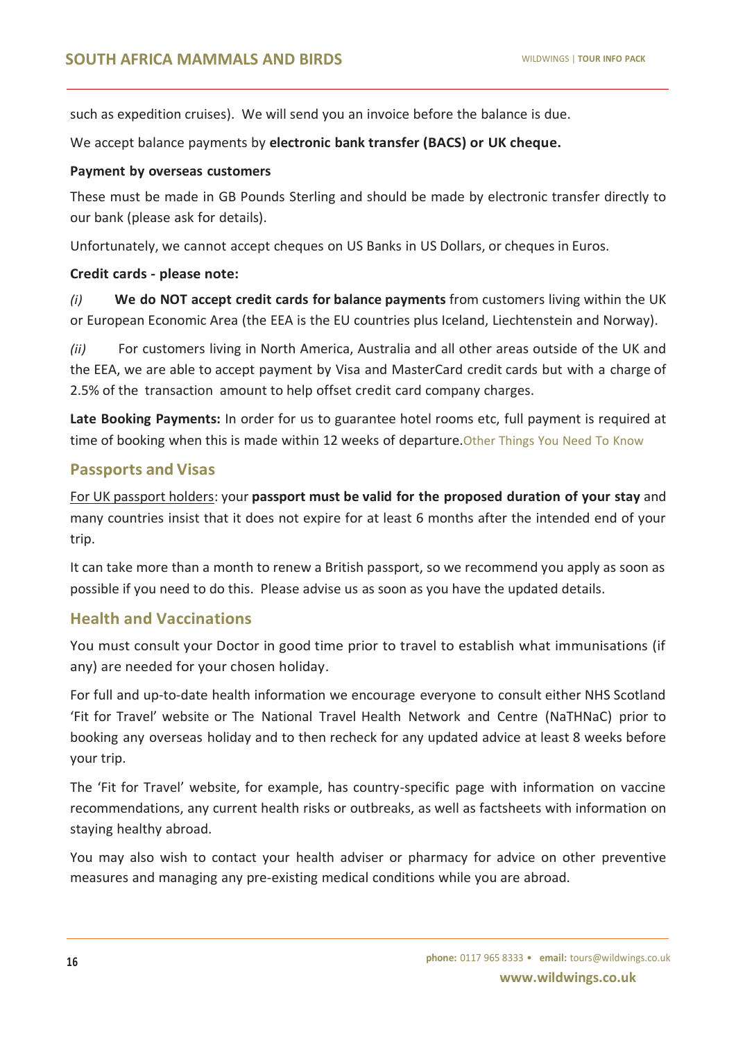such as expedition cruises). We will send you an invoice before the balance is due.

We accept balance payments by **electronic bank transfer (BACS) or UK cheque.**

**Payment by overseas customers**

These must be made in GB Pounds Sterling and should be made by electronic transfer directly to our bank (please ask for details).

Unfortunately, we cannot accept cheques on US Banks in US Dollars, or cheques in Euros.

**Credit cards - please note:**

*(i)* **We do NOT accept credit cards for balance payments** from customers living within the UK or European Economic Area (the EEA is the EU countries plus Iceland, Liechtenstein and Norway).

*(ii)* For customers living in North America, Australia and all other areas outside of the UK and the EEA, we are able to accept payment by Visa and MasterCard credit cards but with a charge of 2.5% of the transaction amount to help offset credit card company charges.

**Late Booking Payments:** In order for us to guarantee hotel rooms etc, full payment is required at time of booking when this is made within 12 weeks of departure.

## Other Things You Need To Know

### Passports and Visas

For UK passport holders: your **passport must be valid for the proposed duration of your stay** and many countries insist that it does not expire for at least 6 months after the intended end of your trip.

It can take more than a month to renew a British passport, so we recommend you apply as soon as possible if you need to do this. Please advise us as soon as you have the updated details.

### Health and Vaccinations

You must consult your Doctor in good time prior to travel to establish what immunisations (if any) are needed for your chosen holiday.

For full and up-to-date health information we encourage everyone to consult either NHS Scotland 'Fit for Travel' website or The National Travel Health Network and Centre (NaTHNaC) prior to booking any overseas holiday and to then recheck for any updated advice at least 8 weeks before your trip.

The 'Fit for Travel' website, for example, has country-specific page with information on vaccine recommendations, any current health risks or outbreaks, as well as factsheets with information on staying healthy abroad.

You may also wish to contact your health adviser or pharmacy for advice on other preventive measures and managing any pre-existing medical conditions while you are abroad.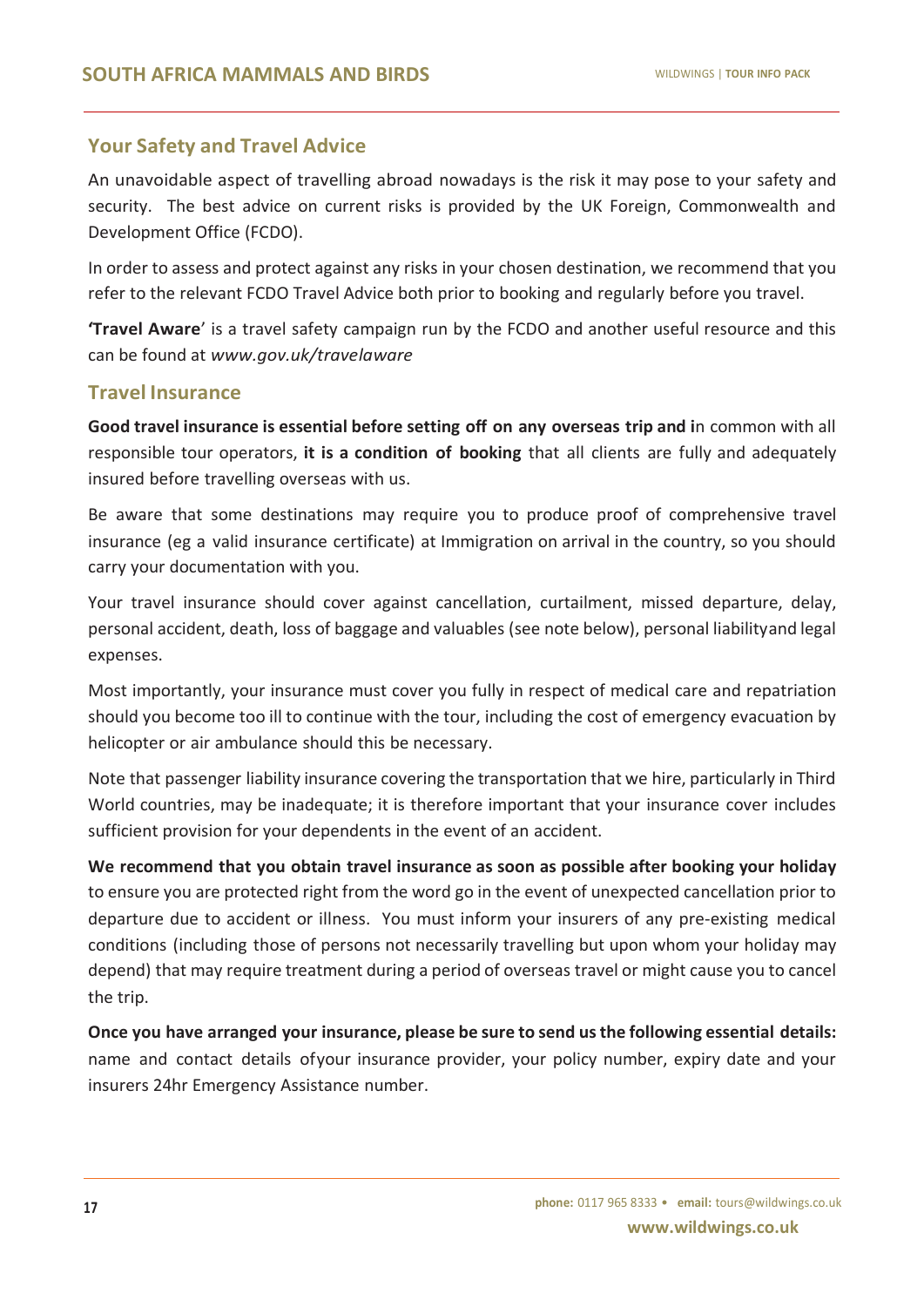## Your Safety and Travel Advice

An unavoidable aspect of travelling abroad nowadays is the risk it may pose to your safety and security. The best advice on current risks is provided by the UK Foreign, Commonwealth and Development Office (FCDO).

In order to assess and protect against any risks in your chosen destination, we recommend that you refer to the relevant FCDO Travel Advice both prior to booking and regularly before you travel.

**'Travel Aware**' is a travel safety campaign run by the FCDO and another useful resource and this can be found at *www.gov.uk/travelaware*

## Travel Insurance

**Good travel insurance is essential before setting off on any overseas trip and i**n common with all responsible tour operators, **it is a condition of booking** that all clients are fully and adequately insured before travelling overseas with us.

Be aware that some destinations may require you to produce proof of comprehensive travel insurance (eg a valid insurance certificate) at Immigration on arrival in the country, so you should carry your documentation with you.

Your travel insurance should cover against cancellation, curtailment, missed departure, delay, personal accident, death, loss of baggage and valuables (see note below), personal liabilityand legal expenses.

Most importantly, your insurance must cover you fully in respect of medical care and repatriation should you become too ill to continue with the tour, including the cost of emergency evacuation by helicopter or air ambulance should this be necessary.

Note that passenger liability insurance covering the transportation that we hire, particularly in Third World countries, may be inadequate; it is therefore important that your insurance cover includes sufficient provision for your dependents in the event of an accident.

**We recommend that you obtain travel insurance as soon as possible after booking your holiday** to ensure you are protected right from the word go in the event of unexpected cancellation prior to departure due to accident or illness. You must inform your insurers of any pre-existing medical conditions (including those of persons not necessarily travelling but upon whom your holiday may depend) that may require treatment during a period of overseas travel or might cause you to cancel the trip.

**Once you have arranged your insurance, please be sure to send us the following essential details:** name and contact details ofyour insurance provider, your policy number, expiry date and your insurers 24hr Emergency Assistance number.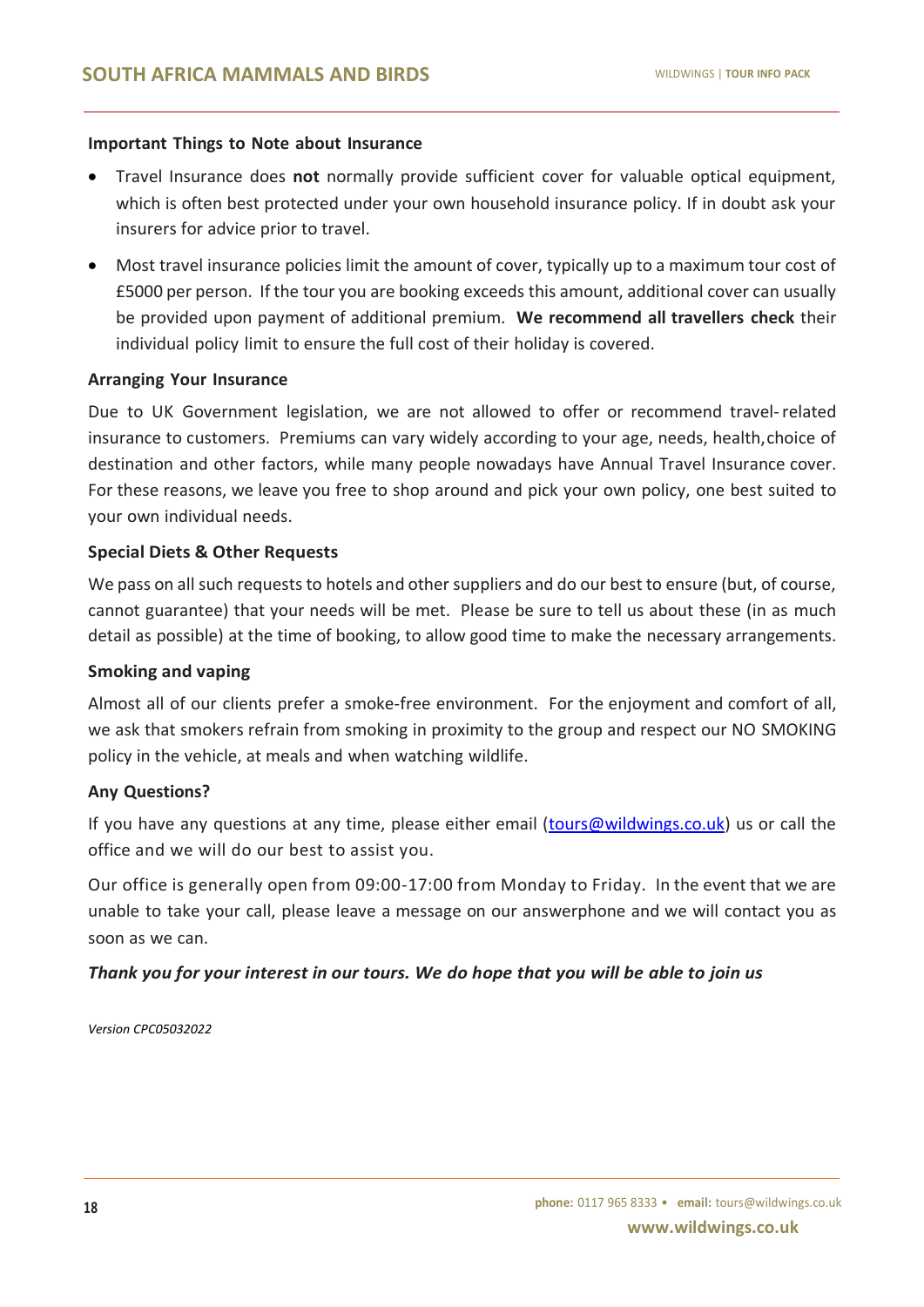**Important Things to Note about Insurance**

- Travel Insurance does **not** normally provide sufficient cover for valuable optical equipment, which is often best protected under your own household insurance policy. If in doubt ask your insurers for advice prior to travel.
- Most travel insurance policies limit the amount of cover, typically up to a maximum tour cost of £5000 per person. If the tour you are booking exceeds this amount, additional cover can usually be provided upon payment of additional premium. **We recommend all travellers check** their individual policy limit to ensure the full cost of their holiday is covered.

**Arranging Your Insurance**

Due to UK Government legislation, we are not allowed to offer or recommend travel-related insurance to customers. Premiums can vary widely according to your age, needs, health, choice of destination and other factors, while many people nowadays have Annual Travel Insurance cover. For these reasons, we leave you free to shop around and pick your own policy, one best suited to your own individual needs.

**Special Diets & Other Requests**

We pass on all such requests to hotels and other suppliers and do our best to ensure (but, of course, cannot guarantee) that your needs will be met. Please be sure to tell us about these (in as much detail as possible) at the time of booking, to allow good time to make the necessary arrangements.

**Smoking and vaping**

Almost all of our clients prefer a smoke-free environment. For the enjoyment and comfort of all, we ask that smokers refrain from smoking in proximity to the group and respect our NO SMOKING policy in the vehicle, at meals and when watching wildlife.

**Any Questions?**

If you have any questions at any time, please either email (tours@wildwings.co.uk) us or call the office and we will do our best to assist you.

Our office is generally open from 09:00-17:00 from Monday to Friday. In the event that we are unable to take your call, please leave a message on our answerphone and we will contact you as soon as we can.

***Thank you for your interest in our tours. We do hope that you will be able to join us***

*Version CPC05032022*